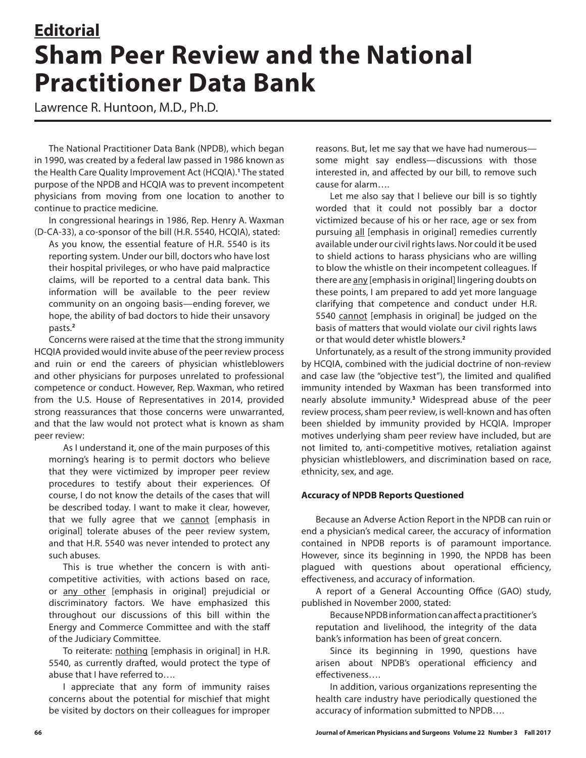## Editorial

# Sham Peer Review and the National Practitioner Data Bank

Lawrence R. Huntoon, M.D., Ph.D.

The National Practitioner Data Bank (NPDB), which began in 1990, was created by a federal law passed in 1986 known as the Health Care Quality Improvement Act (HCQIA).[1] The stated purpose of the NPDB and HCQIA was to prevent incompetent physicians from moving from one location to another to continue to practice medicine.

In congressional hearings in 1986, Rep. Henry A. Waxman (D-CA-33), a co-sponsor of the bill (H.R. 5540, HCQIA), stated:

> As you know, the essential feature of H.R. 5540 is its reporting system. Under our bill, doctors who have lost their hospital privileges, or who have paid malpractice claims, will be reported to a central data bank. This information will be available to the peer review community on an ongoing basis—ending forever, we hope, the ability of bad doctors to hide their unsavory pasts.[2]

Concerns were raised at the time that the strong immunity HCQIA provided would invite abuse of the peer review process and ruin or end the careers of physician whistleblowers and other physicians for purposes unrelated to professional competence or conduct. However, Rep. Waxman, who retired from the U.S. House of Representatives in 2014, provided strong reassurances that those concerns were unwarranted, and that the law would not protect what is known as sham peer review:

> As I understand it, one of the main purposes of this morning's hearing is to permit doctors who believe that they were victimized by improper peer review procedures to testify about their experiences. Of course, I do not know the details of the cases that will be described today. I want to make it clear, however, that we fully agree that we cannot [emphasis in original] tolerate abuses of the peer review system, and that H.R. 5540 was never intended to protect any such abuses.
>
> This is true whether the concern is with anti-competitive activities, with actions based on race, or any other [emphasis in original] prejudicial or discriminatory factors. We have emphasized this throughout our discussions of this bill within the Energy and Commerce Committee and with the staff of the Judiciary Committee.
>
> To reiterate: nothing [emphasis in original] in H.R. 5540, as currently drafted, would protect the type of abuse that I have referred to….
>
> I appreciate that any form of immunity raises concerns about the potential for mischief that might be visited by doctors on their colleagues for improper reasons. But, let me say that we have had numerous—some might say endless—discussions with those interested in, and affected by our bill, to remove such cause for alarm….
>
> Let me also say that I believe our bill is so tightly worded that it could not possibly bar a doctor victimized because of his or her race, age or sex from pursuing all [emphasis in original] remedies currently available under our civil rights laws. Nor could it be used to shield actions to harass physicians who are willing to blow the whistle on their incompetent colleagues. If there are any [emphasis in original] lingering doubts on these points, I am prepared to add yet more language clarifying that competence and conduct under H.R. 5540 cannot [emphasis in original] be judged on the basis of matters that would violate our civil rights laws or that would deter whistle blowers.[2]

Unfortunately, as a result of the strong immunity provided by HCQIA, combined with the judicial doctrine of non-review and case law (the "objective test"), the limited and qualified immunity intended by Waxman has been transformed into nearly absolute immunity.[3] Widespread abuse of the peer review process, sham peer review, is well-known and has often been shielded by immunity provided by HCQIA. Improper motives underlying sham peer review have included, but are not limited to, anti-competitive motives, retaliation against physician whistleblowers, and discrimination based on race, ethnicity, sex, and age.

### Accuracy of NPDB Reports Questioned

Because an Adverse Action Report in the NPDB can ruin or end a physician's medical career, the accuracy of information contained in NPDB reports is of paramount importance. However, since its beginning in 1990, the NPDB has been plagued with questions about operational efficiency, effectiveness, and accuracy of information.

A report of a General Accounting Office (GAO) study, published in November 2000, stated:

> Because NPDB information can affect a practitioner's reputation and livelihood, the integrity of the data bank's information has been of great concern.
>
> Since its beginning in 1990, questions have arisen about NPDB's operational efficiency and effectiveness….
>
> In addition, various organizations representing the health care industry have periodically questioned the accuracy of information submitted to NPDB….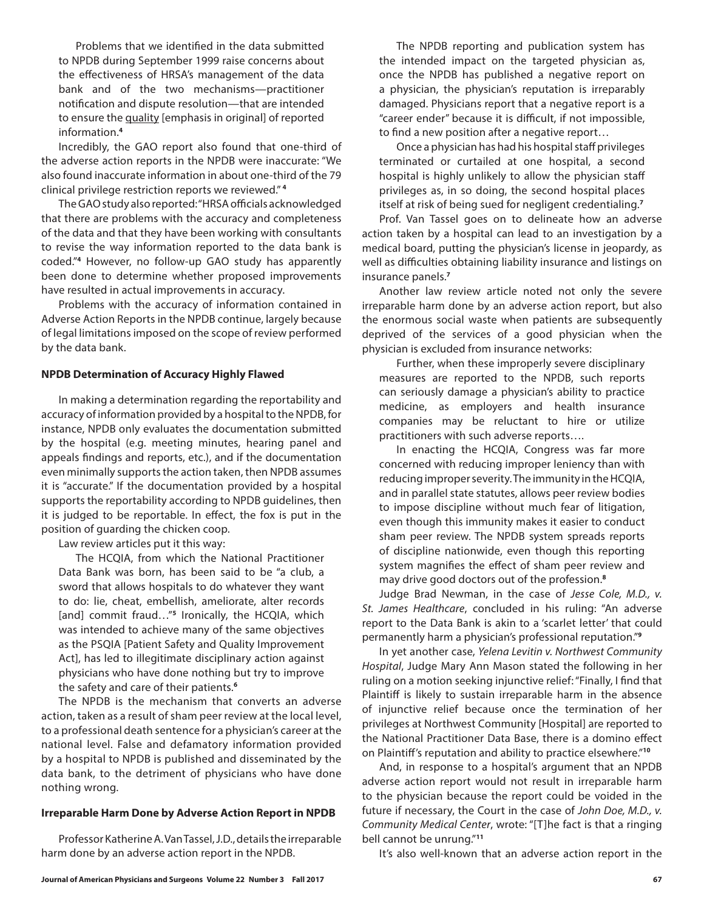Problems that we identified in the data submitted to NPDB during September 1999 raise concerns about the effectiveness of HRSA's management of the data bank and of the two mechanisms—practitioner notification and dispute resolution—that are intended to ensure the quality [emphasis in original] of reported information.[4]

Incredibly, the GAO report also found that one-third of the adverse action reports in the NPDB were inaccurate: "We also found inaccurate information in about one-third of the 79 clinical privilege restriction reports we reviewed."[4]

The GAO study also reported: "HRSA officials acknowledged that there are problems with the accuracy and completeness of the data and that they have been working with consultants to revise the way information reported to the data bank is coded."[4] However, no follow-up GAO study has apparently been done to determine whether proposed improvements have resulted in actual improvements in accuracy.

Problems with the accuracy of information contained in Adverse Action Reports in the NPDB continue, largely because of legal limitations imposed on the scope of review performed by the data bank.

**NPDB Determination of Accuracy Highly Flawed**

In making a determination regarding the reportability and accuracy of information provided by a hospital to the NPDB, for instance, NPDB only evaluates the documentation submitted by the hospital (e.g. meeting minutes, hearing panel and appeals findings and reports, etc.), and if the documentation even minimally supports the action taken, then NPDB assumes it is "accurate." If the documentation provided by a hospital supports the reportability according to NPDB guidelines, then it is judged to be reportable. In effect, the fox is put in the position of guarding the chicken coop.

Law review articles put it this way:

> The HCQIA, from which the National Practitioner Data Bank was born, has been said to be "a club, a sword that allows hospitals to do whatever they want to do: lie, cheat, embellish, ameliorate, alter records [and] commit fraud…"[5] Ironically, the HCQIA, which was intended to achieve many of the same objectives as the PSQIA [Patient Safety and Quality Improvement Act], has led to illegitimate disciplinary action against physicians who have done nothing but try to improve the safety and care of their patients.[6]

The NPDB is the mechanism that converts an adverse action, taken as a result of sham peer review at the local level, to a professional death sentence for a physician's career at the national level. False and defamatory information provided by a hospital to NPDB is published and disseminated by the data bank, to the detriment of physicians who have done nothing wrong.

**Irreparable Harm Done by Adverse Action Report in NPDB**

Professor Katherine A. Van Tassel, J.D., details the irreparable harm done by an adverse action report in the NPDB.

> The NPDB reporting and publication system has the intended impact on the targeted physician as, once the NPDB has published a negative report on a physician, the physician's reputation is irreparably damaged. Physicians report that a negative report is a "career ender" because it is difficult, if not impossible, to find a new position after a negative report…
>
> Once a physician has had his hospital staff privileges terminated or curtailed at one hospital, a second hospital is highly unlikely to allow the physician staff privileges as, in so doing, the second hospital places itself at risk of being sued for negligent credentialing.[7]

Prof. Van Tassel goes on to delineate how an adverse action taken by a hospital can lead to an investigation by a medical board, putting the physician's license in jeopardy, as well as difficulties obtaining liability insurance and listings on insurance panels.[7]

Another law review article noted not only the severe irreparable harm done by an adverse action report, but also the enormous social waste when patients are subsequently deprived of the services of a good physician when the physician is excluded from insurance networks:

> Further, when these improperly severe disciplinary measures are reported to the NPDB, such reports can seriously damage a physician's ability to practice medicine, as employers and health insurance companies may be reluctant to hire or utilize practitioners with such adverse reports….
>
> In enacting the HCQIA, Congress was far more concerned with reducing improper leniency than with reducing improper severity. The immunity in the HCQIA, and in parallel state statutes, allows peer review bodies to impose discipline without much fear of litigation, even though this immunity makes it easier to conduct sham peer review. The NPDB system spreads reports of discipline nationwide, even though this reporting system magnifies the effect of sham peer review and may drive good doctors out of the profession.[8]

Judge Brad Newman, in the case of *Jesse Cole, M.D., v. St. James Healthcare*, concluded in his ruling: "An adverse report to the Data Bank is akin to a 'scarlet letter' that could permanently harm a physician's professional reputation."[9]

In yet another case, *Yelena Levitin v. Northwest Community Hospital*, Judge Mary Ann Mason stated the following in her ruling on a motion seeking injunctive relief: "Finally, I find that Plaintiff is likely to sustain irreparable harm in the absence of injunctive relief because once the termination of her privileges at Northwest Community [Hospital] are reported to the National Practitioner Data Base, there is a domino effect on Plaintiff's reputation and ability to practice elsewhere."[10]

And, in response to a hospital's argument that an NPDB adverse action report would not result in irreparable harm to the physician because the report could be voided in the future if necessary, the Court in the case of *John Doe, M.D., v. Community Medical Center*, wrote: "[T]he fact is that a ringing bell cannot be unrung."[11]

It's also well-known that an adverse action report in the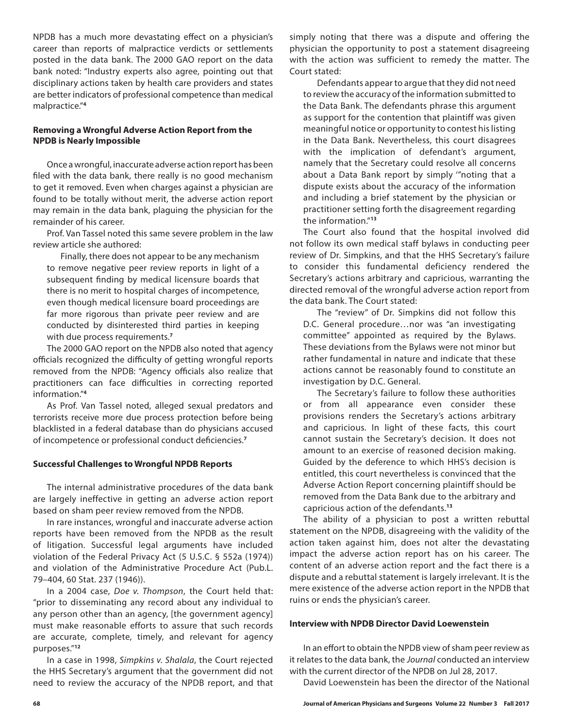NPDB has a much more devastating effect on a physician's career than reports of malpractice verdicts or settlements posted in the data bank. The 2000 GAO report on the data bank noted: "Industry experts also agree, pointing out that disciplinary actions taken by health care providers and states are better indicators of professional competence than medical malpractice."[4]

### Removing a Wrongful Adverse Action Report from the NPDB is Nearly Impossible

Once a wrongful, inaccurate adverse action report has been filed with the data bank, there really is no good mechanism to get it removed. Even when charges against a physician are found to be totally without merit, the adverse action report may remain in the data bank, plaguing the physician for the remainder of his career.

Prof. Van Tassel noted this same severe problem in the law review article she authored:

> Finally, there does not appear to be any mechanism to remove negative peer review reports in light of a subsequent finding by medical licensure boards that there is no merit to hospital charges of incompetence, even though medical licensure board proceedings are far more rigorous than private peer review and are conducted by disinterested third parties in keeping with due process requirements.[7]

The 2000 GAO report on the NPDB also noted that agency officials recognized the difficulty of getting wrongful reports removed from the NPDB: "Agency officials also realize that practitioners can face difficulties in correcting reported information."[4]

As Prof. Van Tassel noted, alleged sexual predators and terrorists receive more due process protection before being blacklisted in a federal database than do physicians accused of incompetence or professional conduct deficiencies.[7]

### Successful Challenges to Wrongful NPDB Reports

The internal administrative procedures of the data bank are largely ineffective in getting an adverse action report based on sham peer review removed from the NPDB.

In rare instances, wrongful and inaccurate adverse action reports have been removed from the NPDB as the result of litigation. Successful legal arguments have included violation of the Federal Privacy Act (5 U.S.C. § 552a (1974)) and violation of the Administrative Procedure Act (Pub.L. 79–404, 60 Stat. 237 (1946)).

In a 2004 case, *Doe v. Thompson*, the Court held that: "prior to disseminating any record about any individual to any person other than an agency, [the government agency] must make reasonable efforts to assure that such records are accurate, complete, timely, and relevant for agency purposes."[12]

In a case in 1998, *Simpkins v. Shalala*, the Court rejected the HHS Secretary's argument that the government did not need to review the accuracy of the NPDB report, and that simply noting that there was a dispute and offering the physician the opportunity to post a statement disagreeing with the action was sufficient to remedy the matter. The Court stated:

> Defendants appear to argue that they did not need to review the accuracy of the information submitted to the Data Bank. The defendants phrase this argument as support for the contention that plaintiff was given meaningful notice or opportunity to contest his listing in the Data Bank. Nevertheless, this court disagrees with the implication of defendant's argument, namely that the Secretary could resolve all concerns about a Data Bank report by simply '"noting that a dispute exists about the accuracy of the information and including a brief statement by the physician or practitioner setting forth the disagreement regarding the information."[13]

The Court also found that the hospital involved did not follow its own medical staff bylaws in conducting peer review of Dr. Simpkins, and that the HHS Secretary's failure to consider this fundamental deficiency rendered the Secretary's actions arbitrary and capricious, warranting the directed removal of the wrongful adverse action report from the data bank. The Court stated:

> The "review" of Dr. Simpkins did not follow this D.C. General procedure…nor was "an investigating committee" appointed as required by the Bylaws. These deviations from the Bylaws were not minor but rather fundamental in nature and indicate that these actions cannot be reasonably found to constitute an investigation by D.C. General.
>
> The Secretary's failure to follow these authorities or from all appearance even consider these provisions renders the Secretary's actions arbitrary and capricious. In light of these facts, this court cannot sustain the Secretary's decision. It does not amount to an exercise of reasoned decision making. Guided by the deference to which HHS's decision is entitled, this court nevertheless is convinced that the Adverse Action Report concerning plaintiff should be removed from the Data Bank due to the arbitrary and capricious action of the defendants.[13]

The ability of a physician to post a written rebuttal statement on the NPDB, disagreeing with the validity of the action taken against him, does not alter the devastating impact the adverse action report has on his career. The content of an adverse action report and the fact there is a dispute and a rebuttal statement is largely irrelevant. It is the mere existence of the adverse action report in the NPDB that ruins or ends the physician's career.

### Interview with NPDB Director David Loewenstein

In an effort to obtain the NPDB view of sham peer review as it relates to the data bank, the *Journal* conducted an interview with the current director of the NPDB on Jul 28, 2017.

David Loewenstein has been the director of the National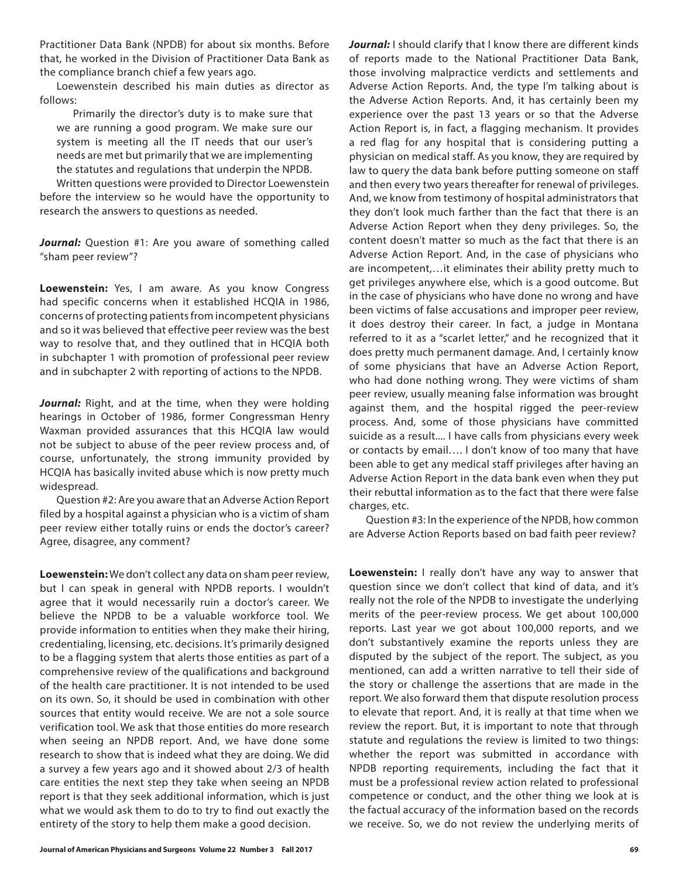Practitioner Data Bank (NPDB) for about six months. Before that, he worked in the Division of Practitioner Data Bank as the compliance branch chief a few years ago.

Loewenstein described his main duties as director as follows:

> Primarily the director's duty is to make sure that we are running a good program. We make sure our system is meeting all the IT needs that our user's needs are met but primarily that we are implementing the statutes and regulations that underpin the NPDB.

Written questions were provided to Director Loewenstein before the interview so he would have the opportunity to research the answers to questions as needed.

***Journal:*** Question #1: Are you aware of something called "sham peer review"?

**Loewenstein:** Yes, I am aware. As you know Congress had specific concerns when it established HCQIA in 1986, concerns of protecting patients from incompetent physicians and so it was believed that effective peer review was the best way to resolve that, and they outlined that in HCQIA both in subchapter 1 with promotion of professional peer review and in subchapter 2 with reporting of actions to the NPDB.

***Journal:*** Right, and at the time, when they were holding hearings in October of 1986, former Congressman Henry Waxman provided assurances that this HCQIA law would not be subject to abuse of the peer review process and, of course, unfortunately, the strong immunity provided by HCQIA has basically invited abuse which is now pretty much widespread.

Question #2: Are you aware that an Adverse Action Report filed by a hospital against a physician who is a victim of sham peer review either totally ruins or ends the doctor's career? Agree, disagree, any comment?

**Loewenstein:** We don't collect any data on sham peer review, but I can speak in general with NPDB reports. I wouldn't agree that it would necessarily ruin a doctor's career. We believe the NPDB to be a valuable workforce tool. We provide information to entities when they make their hiring, credentialing, licensing, etc. decisions. It's primarily designed to be a flagging system that alerts those entities as part of a comprehensive review of the qualifications and background of the health care practitioner. It is not intended to be used on its own. So, it should be used in combination with other sources that entity would receive. We are not a sole source verification tool. We ask that those entities do more research when seeing an NPDB report. And, we have done some research to show that is indeed what they are doing. We did a survey a few years ago and it showed about 2/3 of health care entities the next step they take when seeing an NPDB report is that they seek additional information, which is just what we would ask them to do to try to find out exactly the entirety of the story to help them make a good decision.

***Journal:*** I should clarify that I know there are different kinds of reports made to the National Practitioner Data Bank, those involving malpractice verdicts and settlements and Adverse Action Reports. And, the type I'm talking about is the Adverse Action Reports. And, it has certainly been my experience over the past 13 years or so that the Adverse Action Report is, in fact, a flagging mechanism. It provides a red flag for any hospital that is considering putting a physician on medical staff. As you know, they are required by law to query the data bank before putting someone on staff and then every two years thereafter for renewal of privileges. And, we know from testimony of hospital administrators that they don't look much farther than the fact that there is an Adverse Action Report when they deny privileges. So, the content doesn't matter so much as the fact that there is an Adverse Action Report. And, in the case of physicians who are incompetent,…it eliminates their ability pretty much to get privileges anywhere else, which is a good outcome. But in the case of physicians who have done no wrong and have been victims of false accusations and improper peer review, it does destroy their career. In fact, a judge in Montana referred to it as a "scarlet letter," and he recognized that it does pretty much permanent damage. And, I certainly know of some physicians that have an Adverse Action Report, who had done nothing wrong. They were victims of sham peer review, usually meaning false information was brought against them, and the hospital rigged the peer-review process. And, some of those physicians have committed suicide as a result.... I have calls from physicians every week or contacts by email…. I don't know of too many that have been able to get any medical staff privileges after having an Adverse Action Report in the data bank even when they put their rebuttal information as to the fact that there were false charges, etc.

Question #3: In the experience of the NPDB, how common are Adverse Action Reports based on bad faith peer review?

**Loewenstein:** I really don't have any way to answer that question since we don't collect that kind of data, and it's really not the role of the NPDB to investigate the underlying merits of the peer-review process. We get about 100,000 reports. Last year we got about 100,000 reports, and we don't substantively examine the reports unless they are disputed by the subject of the report. The subject, as you mentioned, can add a written narrative to tell their side of the story or challenge the assertions that are made in the report. We also forward them that dispute resolution process to elevate that report. And, it is really at that time when we review the report. But, it is important to note that through statute and regulations the review is limited to two things: whether the report was submitted in accordance with NPDB reporting requirements, including the fact that it must be a professional review action related to professional competence or conduct, and the other thing we look at is the factual accuracy of the information based on the records we receive. So, we do not review the underlying merits of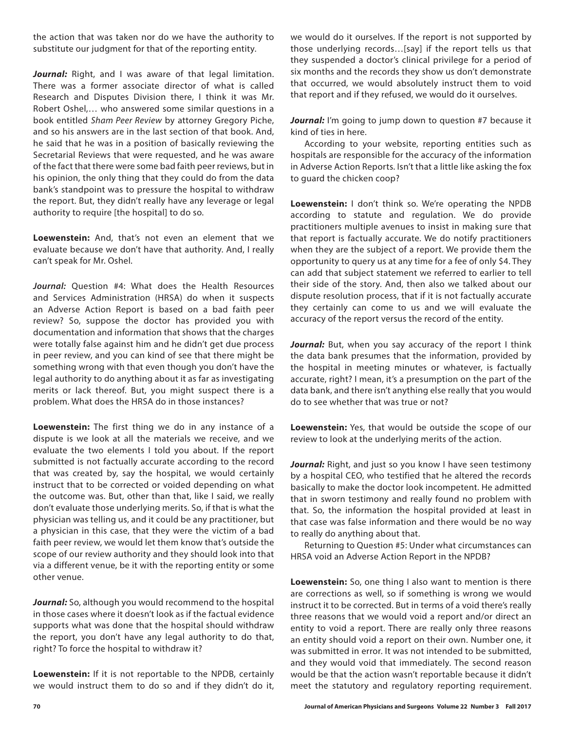the action that was taken nor do we have the authority to substitute our judgment for that of the reporting entity.

***Journal:*** Right, and I was aware of that legal limitation. There was a former associate director of what is called Research and Disputes Division there, I think it was Mr. Robert Oshel,… who answered some similar questions in a book entitled *Sham Peer Review* by attorney Gregory Piche, and so his answers are in the last section of that book. And, he said that he was in a position of basically reviewing the Secretarial Reviews that were requested, and he was aware of the fact that there were some bad faith peer reviews, but in his opinion, the only thing that they could do from the data bank's standpoint was to pressure the hospital to withdraw the report. But, they didn't really have any leverage or legal authority to require [the hospital] to do so.

**Loewenstein:** And, that's not even an element that we evaluate because we don't have that authority. And, I really can't speak for Mr. Oshel.

***Journal:*** Question #4: What does the Health Resources and Services Administration (HRSA) do when it suspects an Adverse Action Report is based on a bad faith peer review? So, suppose the doctor has provided you with documentation and information that shows that the charges were totally false against him and he didn't get due process in peer review, and you can kind of see that there might be something wrong with that even though you don't have the legal authority to do anything about it as far as investigating merits or lack thereof. But, you might suspect there is a problem. What does the HRSA do in those instances?

**Loewenstein:** The first thing we do in any instance of a dispute is we look at all the materials we receive, and we evaluate the two elements I told you about. If the report submitted is not factually accurate according to the record that was created by, say the hospital, we would certainly instruct that to be corrected or voided depending on what the outcome was. But, other than that, like I said, we really don't evaluate those underlying merits. So, if that is what the physician was telling us, and it could be any practitioner, but a physician in this case, that they were the victim of a bad faith peer review, we would let them know that's outside the scope of our review authority and they should look into that via a different venue, be it with the reporting entity or some other venue.

***Journal:*** So, although you would recommend to the hospital in those cases where it doesn't look as if the factual evidence supports what was done that the hospital should withdraw the report, you don't have any legal authority to do that, right? To force the hospital to withdraw it?

**Loewenstein:** If it is not reportable to the NPDB, certainly we would instruct them to do so and if they didn't do it, we would do it ourselves. If the report is not supported by those underlying records…[say] if the report tells us that they suspended a doctor's clinical privilege for a period of six months and the records they show us don't demonstrate that occurred, we would absolutely instruct them to void that report and if they refused, we would do it ourselves.

***Journal:*** I'm going to jump down to question #7 because it kind of ties in here.

According to your website, reporting entities such as hospitals are responsible for the accuracy of the information in Adverse Action Reports. Isn't that a little like asking the fox to guard the chicken coop?

**Loewenstein:** I don't think so. We're operating the NPDB according to statute and regulation. We do provide practitioners multiple avenues to insist in making sure that that report is factually accurate. We do notify practitioners when they are the subject of a report. We provide them the opportunity to query us at any time for a fee of only $4. They can add that subject statement we referred to earlier to tell their side of the story. And, then also we talked about our dispute resolution process, that if it is not factually accurate they certainly can come to us and we will evaluate the accuracy of the report versus the record of the entity.

***Journal:*** But, when you say accuracy of the report I think the data bank presumes that the information, provided by the hospital in meeting minutes or whatever, is factually accurate, right? I mean, it's a presumption on the part of the data bank, and there isn't anything else really that you would do to see whether that was true or not?

**Loewenstein:** Yes, that would be outside the scope of our review to look at the underlying merits of the action.

***Journal:*** Right, and just so you know I have seen testimony by a hospital CEO, who testified that he altered the records basically to make the doctor look incompetent. He admitted that in sworn testimony and really found no problem with that. So, the information the hospital provided at least in that case was false information and there would be no way to really do anything about that.

Returning to Question #5: Under what circumstances can HRSA void an Adverse Action Report in the NPDB?

**Loewenstein:** So, one thing I also want to mention is there are corrections as well, so if something is wrong we would instruct it to be corrected. But in terms of a void there's really three reasons that we would void a report and/or direct an entity to void a report. There are really only three reasons an entity should void a report on their own. Number one, it was submitted in error. It was not intended to be submitted, and they would void that immediately. The second reason would be that the action wasn't reportable because it didn't meet the statutory and regulatory reporting requirement.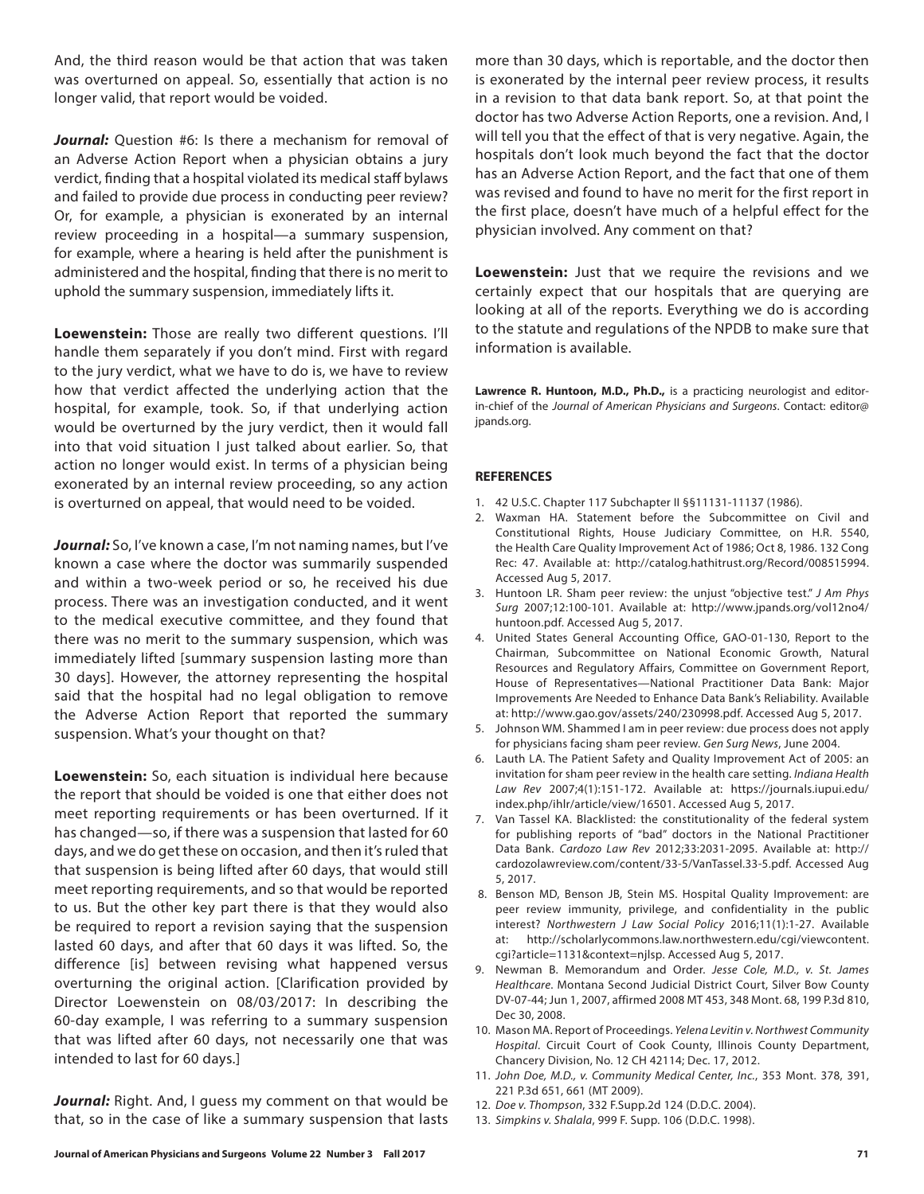And, the third reason would be that action that was taken was overturned on appeal. So, essentially that action is no longer valid, that report would be voided.

***Journal:*** Question #6: Is there a mechanism for removal of an Adverse Action Report when a physician obtains a jury verdict, finding that a hospital violated its medical staff bylaws and failed to provide due process in conducting peer review? Or, for example, a physician is exonerated by an internal review proceeding in a hospital—a summary suspension, for example, where a hearing is held after the punishment is administered and the hospital, finding that there is no merit to uphold the summary suspension, immediately lifts it.

**Loewenstein:** Those are really two different questions. I'll handle them separately if you don't mind. First with regard to the jury verdict, what we have to do is, we have to review how that verdict affected the underlying action that the hospital, for example, took. So, if that underlying action would be overturned by the jury verdict, then it would fall into that void situation I just talked about earlier. So, that action no longer would exist. In terms of a physician being exonerated by an internal review proceeding, so any action is overturned on appeal, that would need to be voided.

***Journal:*** So, I've known a case, I'm not naming names, but I've known a case where the doctor was summarily suspended and within a two-week period or so, he received his due process. There was an investigation conducted, and it went to the medical executive committee, and they found that there was no merit to the summary suspension, which was immediately lifted [summary suspension lasting more than 30 days]. However, the attorney representing the hospital said that the hospital had no legal obligation to remove the Adverse Action Report that reported the summary suspension. What's your thought on that?

**Loewenstein:** So, each situation is individual here because the report that should be voided is one that either does not meet reporting requirements or has been overturned. If it has changed—so, if there was a suspension that lasted for 60 days, and we do get these on occasion, and then it's ruled that that suspension is being lifted after 60 days, that would still meet reporting requirements, and so that would be reported to us. But the other key part there is that they would also be required to report a revision saying that the suspension lasted 60 days, and after that 60 days it was lifted. So, the difference [is] between revising what happened versus overturning the original action. [Clarification provided by Director Loewenstein on 08/03/2017: In describing the 60-day example, I was referring to a summary suspension that was lifted after 60 days, not necessarily one that was intended to last for 60 days.]

***Journal:*** Right. And, I guess my comment on that would be that, so in the case of like a summary suspension that lasts more than 30 days, which is reportable, and the doctor then is exonerated by the internal peer review process, it results in a revision to that data bank report. So, at that point the doctor has two Adverse Action Reports, one a revision. And, I will tell you that the effect of that is very negative. Again, the hospitals don't look much beyond the fact that the doctor has an Adverse Action Report, and the fact that one of them was revised and found to have no merit for the first report in the first place, doesn't have much of a helpful effect for the physician involved. Any comment on that?

**Loewenstein:** Just that we require the revisions and we certainly expect that our hospitals that are querying are looking at all of the reports. Everything we do is according to the statute and regulations of the NPDB to make sure that information is available.

**Lawrence R. Huntoon, M.D., Ph.D.,** is a practicing neurologist and editor-in-chief of the *Journal of American Physicians and Surgeons*. Contact: editor@jpands.org.

## REFERENCES

1. 42 U.S.C. Chapter 117 Subchapter II §§11131-11137 (1986).
2. Waxman HA. Statement before the Subcommittee on Civil and Constitutional Rights, House Judiciary Committee, on H.R. 5540, the Health Care Quality Improvement Act of 1986; Oct 8, 1986. 132 Cong Rec: 47. Available at: http://catalog.hathitrust.org/Record/008515994. Accessed Aug 5, 2017.
3. Huntoon LR. Sham peer review: the unjust "objective test." *J Am Phys Surg* 2007;12:100-101. Available at: http://www.jpands.org/vol12no4/huntoon.pdf. Accessed Aug 5, 2017.
4. United States General Accounting Office, GAO-01-130, Report to the Chairman, Subcommittee on National Economic Growth, Natural Resources and Regulatory Affairs, Committee on Government Report, House of Representatives—National Practitioner Data Bank: Major Improvements Are Needed to Enhance Data Bank's Reliability. Available at: http://www.gao.gov/assets/240/230998.pdf. Accessed Aug 5, 2017.
5. Johnson WM. Shammed I am in peer review: due process does not apply for physicians facing sham peer review. *Gen Surg News*, June 2004.
6. Lauth LA. The Patient Safety and Quality Improvement Act of 2005: an invitation for sham peer review in the health care setting. *Indiana Health Law Rev* 2007;4(1):151-172. Available at: https://journals.iupui.edu/index.php/ihlr/article/view/16501. Accessed Aug 5, 2017.
7. Van Tassel KA. Blacklisted: the constitutionality of the federal system for publishing reports of "bad" doctors in the National Practitioner Data Bank. *Cardozo Law Rev* 2012;33:2031-2095. Available at: http://cardozolawreview.com/content/33-5/VanTassel.33-5.pdf. Accessed Aug 5, 2017.
8. Benson MD, Benson JB, Stein MS. Hospital Quality Improvement: are peer review immunity, privilege, and confidentiality in the public interest? *Northwestern J Law Social Policy* 2016;11(1):1-27. Available at: http://scholarlycommons.law.northwestern.edu/cgi/viewcontent.cgi?article=1131&context=njlsp. Accessed Aug 5, 2017.
9. Newman B. Memorandum and Order. *Jesse Cole, M.D., v. St. James Healthcare*. Montana Second Judicial District Court, Silver Bow County DV-07-44; Jun 1, 2007, affirmed 2008 MT 453, 348 Mont. 68, 199 P.3d 810, Dec 30, 2008.
10. Mason MA. Report of Proceedings. *Yelena Levitin v. Northwest Community Hospital*. Circuit Court of Cook County, Illinois County Department, Chancery Division, No. 12 CH 42114; Dec. 17, 2012.
11. *John Doe, M.D., v. Community Medical Center, Inc.*, 353 Mont. 378, 391, 221 P.3d 651, 661 (MT 2009).
12. *Doe v. Thompson*, 332 F.Supp.2d 124 (D.D.C. 2004).
13. *Simpkins v. Shalala*, 999 F. Supp. 106 (D.D.C. 1998).